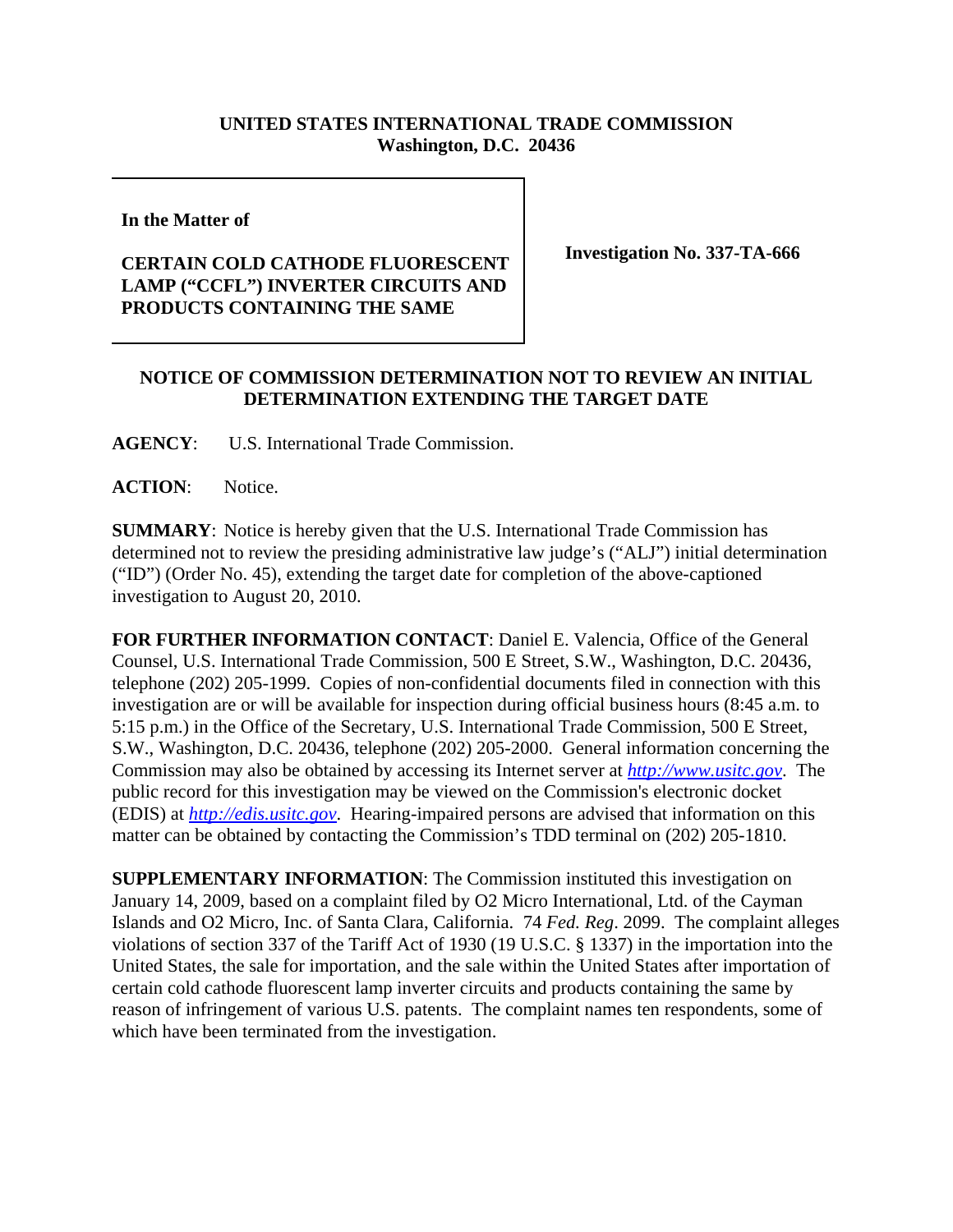**UNITED STATES INTERNATIONAL TRADE COMMISSION**
**Washington, D.C. 20436**

**In the Matter of**

**CERTAIN COLD CATHODE FLUORESCENT LAMP ("CCFL") INVERTER CIRCUITS AND PRODUCTS CONTAINING THE SAME**

**Investigation No. 337-TA-666**

**NOTICE OF COMMISSION DETERMINATION NOT TO REVIEW AN INITIAL DETERMINATION EXTENDING THE TARGET DATE**

**AGENCY**: U.S. International Trade Commission.

**ACTION**: Notice.

**SUMMARY**: Notice is hereby given that the U.S. International Trade Commission has determined not to review the presiding administrative law judge's ("ALJ") initial determination ("ID") (Order No. 45), extending the target date for completion of the above-captioned investigation to August 20, 2010.

**FOR FURTHER INFORMATION CONTACT**: Daniel E. Valencia, Office of the General Counsel, U.S. International Trade Commission, 500 E Street, S.W., Washington, D.C. 20436, telephone (202) 205-1999. Copies of non-confidential documents filed in connection with this investigation are or will be available for inspection during official business hours (8:45 a.m. to 5:15 p.m.) in the Office of the Secretary, U.S. International Trade Commission, 500 E Street, S.W., Washington, D.C. 20436, telephone (202) 205-2000. General information concerning the Commission may also be obtained by accessing its Internet server at *http://www.usitc.gov*. The public record for this investigation may be viewed on the Commission's electronic docket (EDIS) at *http://edis.usitc.gov*. Hearing-impaired persons are advised that information on this matter can be obtained by contacting the Commission's TDD terminal on (202) 205-1810.

**SUPPLEMENTARY INFORMATION**: The Commission instituted this investigation on January 14, 2009, based on a complaint filed by O2 Micro International, Ltd. of the Cayman Islands and O2 Micro, Inc. of Santa Clara, California. 74 *Fed. Reg*. 2099. The complaint alleges violations of section 337 of the Tariff Act of 1930 (19 U.S.C. § 1337) in the importation into the United States, the sale for importation, and the sale within the United States after importation of certain cold cathode fluorescent lamp inverter circuits and products containing the same by reason of infringement of various U.S. patents. The complaint names ten respondents, some of which have been terminated from the investigation.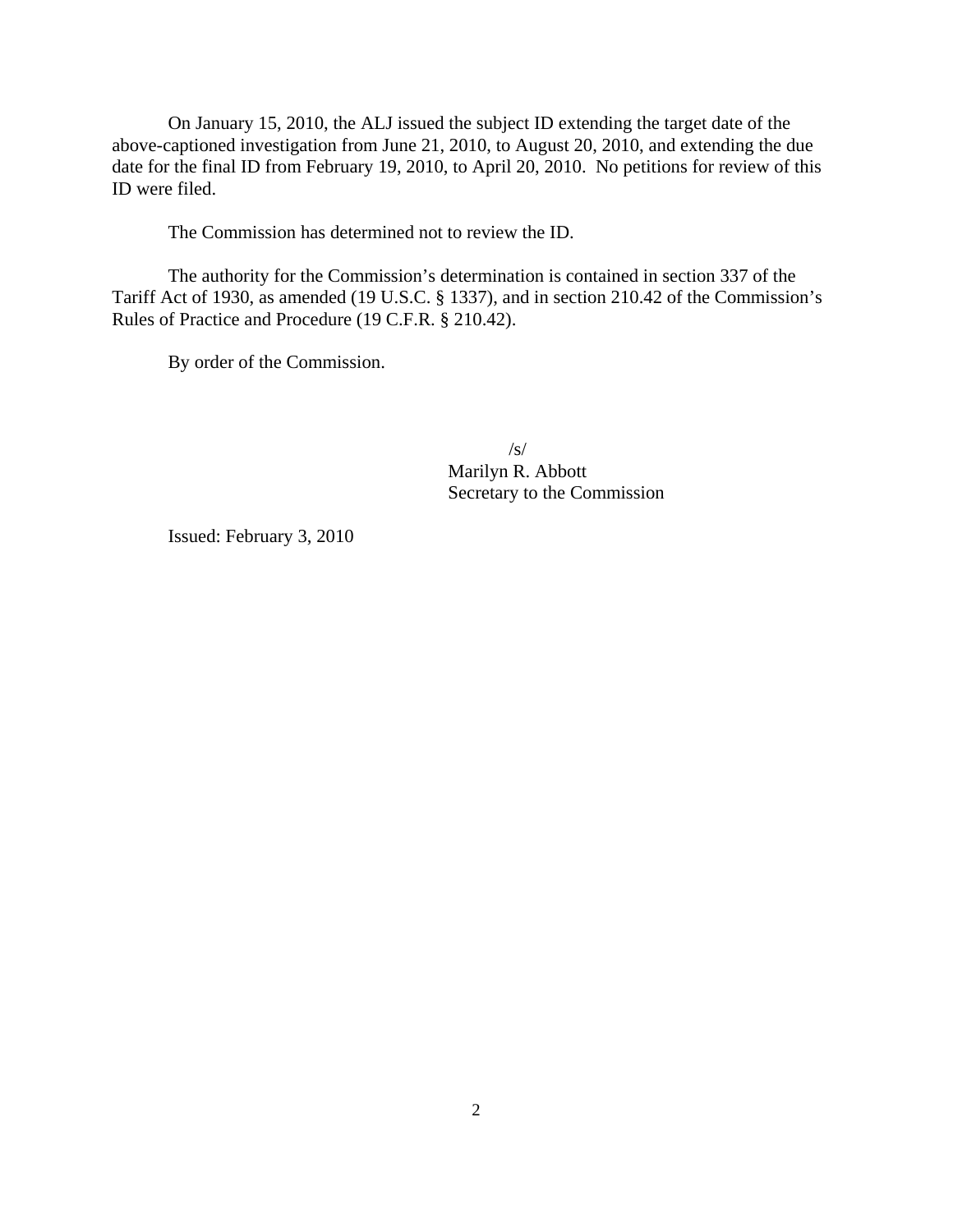On January 15, 2010, the ALJ issued the subject ID extending the target date of the above-captioned investigation from June 21, 2010, to August 20, 2010, and extending the due date for the final ID from February 19, 2010, to April 20, 2010. No petitions for review of this ID were filed.

The Commission has determined not to review the ID.

The authority for the Commission's determination is contained in section 337 of the Tariff Act of 1930, as amended (19 U.S.C. § 1337), and in section 210.42 of the Commission's Rules of Practice and Procedure (19 C.F.R. § 210.42).

By order of the Commission.

/s/
Marilyn R. Abbott
Secretary to the Commission

Issued: February 3, 2010